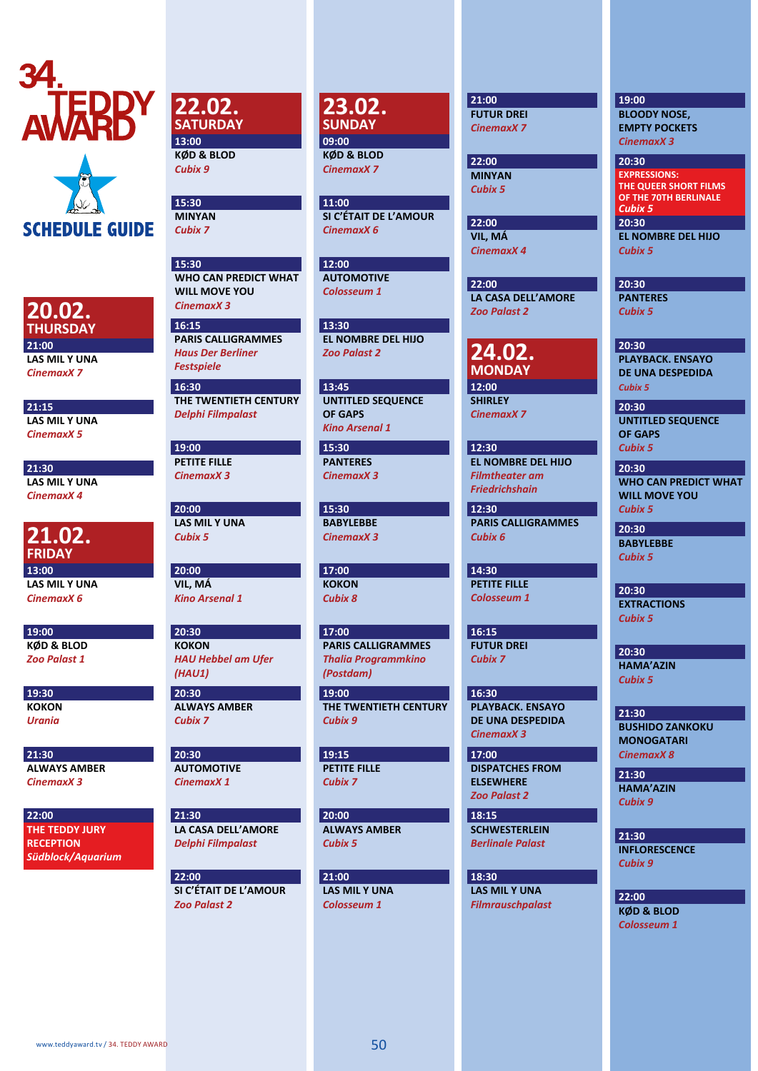# 34. TEDDY AWARD

## SCHEDULE GUIDE

## 20.02. THURSDAY

**21:00**
**LAS MIL Y UNA**
*CinemaxX 7*

**21:15**
**LAS MIL Y UNA**
*CinemaxX 5*

**21:30**
**LAS MIL Y UNA**
*CinemaxX 4*

## 21.02. FRIDAY

**13:00**
**LAS MIL Y UNA**
*CinemaxX 6*

**19:00**
**KØD & BLOD**
*Zoo Palast 1*

**19:30**
**KOKON**
*Urania*

**21:30**
**ALWAYS AMBER**
*CinemaxX 3*

**22:00**
**THE TEDDY JURY RECEPTION**
*Südblock/Aquarium*

## 22.02. SATURDAY

**13:00**
**KØD & BLOD**
*Cubix 9*

**15:30**
**MINYAN**
*Cubix 7*

**15:30**
**WHO CAN PREDICT WHAT WILL MOVE YOU**
*CinemaxX 3*

**16:15**
**PARIS CALLIGRAMMES**
*Haus Der Berliner Festspiele*

**16:30**
**THE TWENTIETH CENTURY**
*Delphi Filmpalast*

**19:00**
**PETITE FILLE**
*CinemaxX 3*

**20:00**
**LAS MIL Y UNA**
*Cubix 5*

**20:00**
**VIL, MÁ**
*Kino Arsenal 1*

**20:30**
**KOKON**
*HAU Hebbel am Ufer (HAU1)*

**20:30**
**ALWAYS AMBER**
*Cubix 7*

**20:30**
**AUTOMOTIVE**
*CinemaxX 1*

**21:30**
**LA CASA DELL'AMORE**
*Delphi Filmpalast*

**22:00**
**SI C'ÉTAIT DE L'AMOUR**
*Zoo Palast 2*

## 23.02. SUNDAY

**09:00**
**KØD & BLOD**
*CinemaxX 7*

**11:00**
**SI C'ÉTAIT DE L'AMOUR**
*CinemaxX 6*

**12:00**
**AUTOMOTIVE**
*Colosseum 1*

**13:30**
**EL NOMBRE DEL HIJO**
*Zoo Palast 2*

**13:45**
**UNTITLED SEQUENCE OF GAPS**
*Kino Arsenal 1*

**15:30**
**PANTERES**
*CinemaxX 3*

**15:30**
**BABYLEBBE**
*CinemaxX 3*

**17:00**
**KOKON**
*Cubix 8*

**17:00**
**PARIS CALLIGRAMMES**
*Thalia Programmkino (Postdam)*

**19:00**
**THE TWENTIETH CENTURY**
*Cubix 9*

**19:15**
**PETITE FILLE**
*Cubix 7*

**20:00**
**ALWAYS AMBER**
*Cubix 5*

**21:00**
**LAS MIL Y UNA**
*Colosseum 1*

**21:00**
**FUTUR DREI**
*CinemaxX 7*

**22:00**
**MINYAN**
*Cubix 5*

**22:00**
**VIL, MÁ**
*CinemaxX 4*

**22:00**
**LA CASA DELL'AMORE**
*Zoo Palast 2*

## 24.02. MONDAY

**12:00**
**SHIRLEY**
*CinemaxX 7*

**12:30**
**EL NOMBRE DEL HIJO**
*Filmtheater am Friedrichshain*

**12:30**
**PARIS CALLIGRAMMES**
*Cubix 6*

**14:30**
**PETITE FILLE**
*Colosseum 1*

**16:15**
**FUTUR DREI**
*Cubix 7*

**16:30**
**PLAYBACK. ENSAYO DE UNA DESPEDIDA**
*CinemaxX 3*

**17:00**
**DISPATCHES FROM ELSEWHERE**
*Zoo Palast 2*

**18:15**
**SCHWESTERLEIN**
*Berlinale Palast*

**18:30**
**LAS MIL Y UNA**
*Filmrauschpalast*

**19:00**
**BLOODY NOSE, EMPTY POCKETS**
*CinemaxX 3*

**20:30**
**EXPRESSIONS: THE QUEER SHORT FILMS OF THE 70TH BERLINALE**
*Cubix 5*

**20:30**
**EL NOMBRE DEL HIJO**
*Cubix 5*

**20:30**
**PANTERES**
*Cubix 5*

**20:30**
**PLAYBACK. ENSAYO DE UNA DESPEDIDA**
*Cubix 5*

**20:30**
**UNTITLED SEQUENCE OF GAPS**
*Cubix 5*

**20:30**
**WHO CAN PREDICT WHAT WILL MOVE YOU**
*Cubix 5*

**20:30**
**BABYLEBBE**
*Cubix 5*

**20:30**
**EXTRACTIONS**
*Cubix 5*

**20:30**
**HAMA'AZIN**
*Cubix 5*

**21:30**
**BUSHIDO ZANKOKU MONOGATARI**
*CinemaxX 8*

**21:30**
**HAMA'AZIN**
*Cubix 9*

**21:30**
**INFLORESCENCE**
*Cubix 9*

**22:00**
**KØD & BLOD**
*Colosseum 1*

www.teddyaward.tv / 34. TEDDY AWARD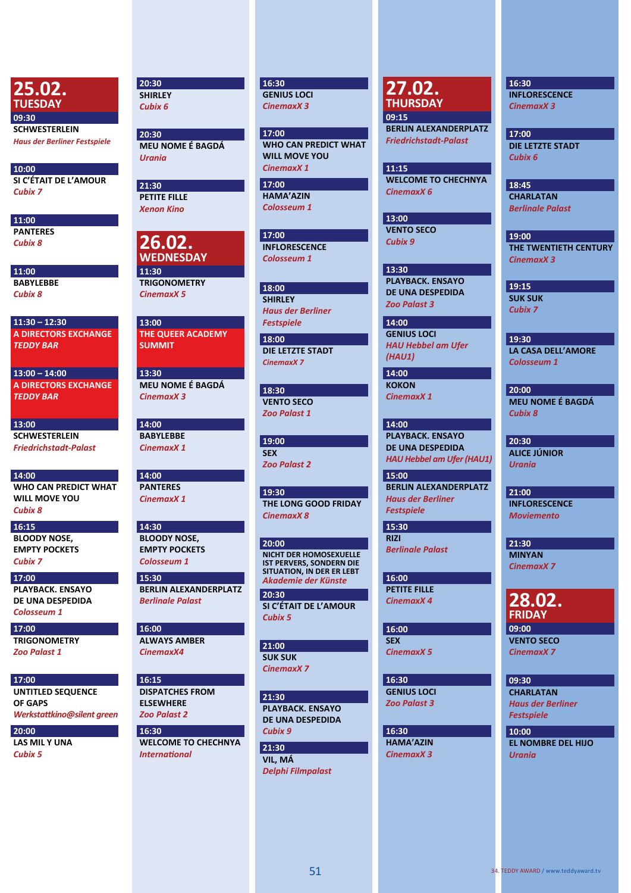## 25.02. TUESDAY

**09:30**
**SCHWESTERLEIN**
*Haus der Berliner Festspiele*

**10:00**
**SI C'ÉTAIT DE L'AMOUR**
*Cubix 7*

**11:00**
**PANTERES**
*Cubix 8*

**11:00**
**BABYLEBBE**
*Cubix 8*

**11:30 – 12:30**
**A DIRECTORS EXCHANGE**
*TEDDY BAR*

**13:00 – 14:00**
**A DIRECTORS EXCHANGE**
*TEDDY BAR*

**13:00**
**SCHWESTERLEIN**
*Friedrichstadt-Palast*

**14:00**
**WHO CAN PREDICT WHAT WILL MOVE YOU**
*Cubix 8*

**16:15**
**BLOODY NOSE, EMPTY POCKETS**
*Cubix 7*

**17:00**
**PLAYBACK. ENSAYO DE UNA DESPEDIDA**
*Colosseum 1*

**17:00**
**TRIGONOMETRY**
*Zoo Palast 1*

**17:00**
**UNTITLED SEQUENCE OF GAPS**
*Werkstattkino@silent green*

**20:00**
**LAS MIL Y UNA**
*Cubix 5*

**20:30**
**SHIRLEY**
*Cubix 6*

**20:30**
**MEU NOME É BAGDÁ**
*Urania*

**21:30**
**PETITE FILLE**
*Xenon Kino*

## 26.02. WEDNESDAY

**11:30**
**TRIGONOMETRY**
*CinemaxX 5*

**13:00**
**THE QUEER ACADEMY SUMMIT**

**13:30**
**MEU NOME É BAGDÁ**
*CinemaxX 3*

**14:00**
**BABYLEBBE**
*CinemaxX 1*

**14:00**
**PANTERES**
*CinemaxX 1*

**14:30**
**BLOODY NOSE, EMPTY POCKETS**
*Colosseum 1*

**15:30**
**BERLIN ALEXANDERPLATZ**
*Berlinale Palast*

**16:00**
**ALWAYS AMBER**
*CinemaxX4*

**16:15**
**DISPATCHES FROM ELSEWHERE**
*Zoo Palast 2*

**16:30**
**WELCOME TO CHECHNYA**
*International*

**16:30**
**GENIUS LOCI**
*CinemaxX 3*

**17:00**
**WHO CAN PREDICT WHAT WILL MOVE YOU**
*CinemaxX 1*

**17:00**
**HAMA'AZIN**
*Colosseum 1*

**17:00**
**INFLORESCENCE**
*Colosseum 1*

**18:00**
**SHIRLEY**
*Haus der Berliner Festspiele*

**18:00**
**DIE LETZTE STADT**
*CinemaxX 7*

**18:30**
**VENTO SECO**
*Zoo Palast 1*

**19:00**
**SEX**
*Zoo Palast 2*

**19:30**
**THE LONG GOOD FRIDAY**
*CinemaxX 8*

**20:00**
**NICHT DER HOMOSEXUELLE IST PERVERS, SONDERN DIE SITUATION, IN DER ER LEBT**
*Akademie der Künste*

**20:30**
**SI C'ÉTAIT DE L'AMOUR**
*Cubix 5*

**21:00**
**SUK SUK**
*CinemaxX 7*

**21:30**
**PLAYBACK. ENSAYO DE UNA DESPEDIDA**
*Cubix 9*

**21:30**
**VIL, MÁ**
*Delphi Filmpalast*

## 27.02. THURSDAY

**09:15**
**BERLIN ALEXANDERPLATZ**
*Friedrichstadt-Palast*

**11:15**
**WELCOME TO CHECHNYA**
*CinemaxX 6*

**13:00**
**VENTO SECO**
*Cubix 9*

**13:30**
**PLAYBACK. ENSAYO DE UNA DESPEDIDA**
*Zoo Palast 3*

**14:00**
**GENIUS LOCI**
*HAU Hebbel am Ufer (HAU1)*

**14:00**
**KOKON**
*CinemaxX 1*

**14:00**
**PLAYBACK. ENSAYO DE UNA DESPEDIDA**
*HAU Hebbel am Ufer (HAU1)*

**15:00**
**BERLIN ALEXANDERPLATZ**
*Haus der Berliner Festspiele*

**15:30**
**RIZI**
*Berlinale Palast*

**16:00**
**PETITE FILLE**
*CinemaxX 4*

**16:00**
**SEX**
*CinemaxX 5*

**16:30**
**GENIUS LOCI**
*Zoo Palast 3*

**16:30**
**HAMA'AZIN**
*CinemaxX 3*

**16:30**
**INFLORESCENCE**
*CinemaxX 3*

**17:00**
**DIE LETZTE STADT**
*Cubix 6*

**18:45**
**CHARLATAN**
*Berlinale Palast*

**19:00**
**THE TWENTIETH CENTURY**
*CinemaxX 3*

**19:15**
**SUK SUK**
*Cubix 7*

**19:30**
**LA CASA DELL'AMORE**
*Colosseum 1*

**20:00**
**MEU NOME É BAGDÁ**
*Cubix 8*

**20:30**
**ALICE JÚNIOR**
*Urania*

**21:00**
**INFLORESCENCE**
*Moviemento*

**21:30**
**MINYAN**
*CinemaxX 7*

## 28.02. FRIDAY

**09:00**
**VENTO SECO**
*CinemaxX 7*

**09:30**
**CHARLATAN**
*Haus der Berliner Festspiele*

**10:00**
**EL NOMBRE DEL HIJO**
*Urania*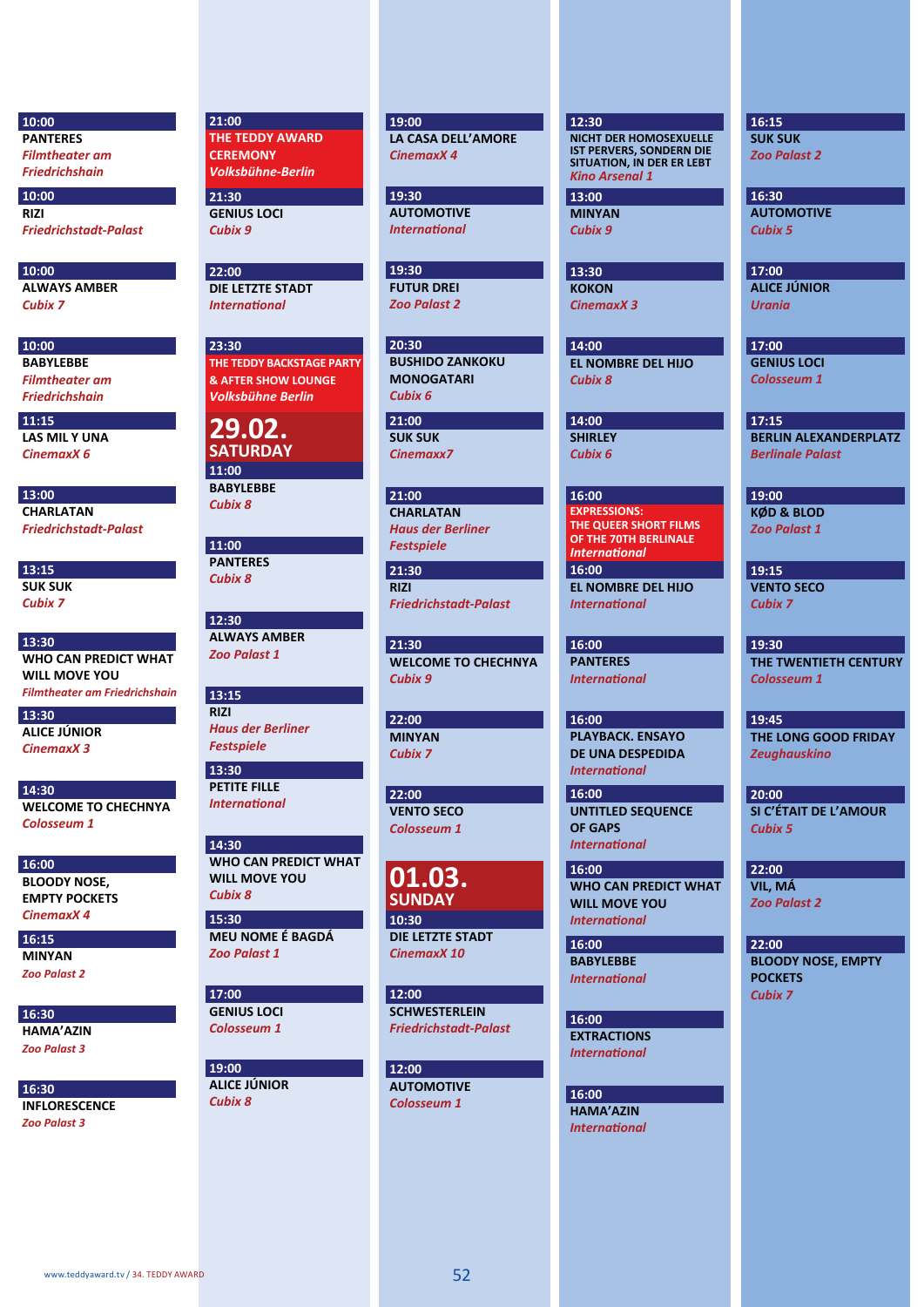10:00
**PANTERES**
*Filmtheater am Friedrichshain*

10:00
**RIZI**
*Friedrichstadt-Palast*

10:00
**ALWAYS AMBER**
*Cubix 7*

10:00
**BABYLEBBE**
*Filmtheater am Friedrichshain*

11:15
**LAS MIL Y UNA**
*CinemaxX 6*

13:00
**CHARLATAN**
*Friedrichstadt-Palast*

13:15
**SUK SUK**
*Cubix 7*

13:30
**WHO CAN PREDICT WHAT WILL MOVE YOU**
*Filmtheater am Friedrichshain*

13:30
**ALICE JÚNIOR**
*CinemaxX 3*

14:30
**WELCOME TO CHECHNYA**
*Colosseum 1*

16:00
**BLOODY NOSE, EMPTY POCKETS**
*CinemaxX 4*

16:15
**MINYAN**
*Zoo Palast 2*

16:30
**HAMA'AZIN**
*Zoo Palast 3*

16:30
**INFLORESCENCE**
*Zoo Palast 3*

21:00
**THE TEDDY AWARD CEREMONY**
*Volksbühne-Berlin*

21:30
**GENIUS LOCI**
*Cubix 9*

22:00
**DIE LETZTE STADT**
*International*

23:30
**THE TEDDY BACKSTAGE PARTY & AFTER SHOW LOUNGE**
*Volksbühne Berlin*

## 29.02. SATURDAY

11:00
**BABYLEBBE**
*Cubix 8*

11:00
**PANTERES**
*Cubix 8*

12:30
**ALWAYS AMBER**
*Zoo Palast 1*

13:15
**RIZI**
*Haus der Berliner Festspiele*

13:30
**PETITE FILLE**
*International*

14:30
**WHO CAN PREDICT WHAT WILL MOVE YOU**
*Cubix 8*

15:30
**MEU NOME É BAGDÁ**
*Zoo Palast 1*

17:00
**GENIUS LOCI**
*Colosseum 1*

19:00
**ALICE JÚNIOR**
*Cubix 8*

19:00
**LA CASA DELL'AMORE**
*CinemaxX 4*

19:30
**AUTOMOTIVE**
*International*

19:30
**FUTUR DREI**
*Zoo Palast 2*

20:30
**BUSHIDO ZANKOKU MONOGATARI**
*Cubix 6*

21:00
**SUK SUK**
*Cinemaxx7*

21:00
**CHARLATAN**
*Haus der Berliner Festspiele*

21:30
**RIZI**
*Friedrichstadt-Palast*

21:30
**WELCOME TO CHECHNYA**
*Cubix 9*

22:00
**MINYAN**
*Cubix 7*

22:00
**VENTO SECO**
*Colosseum 1*

## 01.03. SUNDAY

10:30
**DIE LETZTE STADT**
*CinemaxX 10*

12:00
**SCHWESTERLEIN**
*Friedrichstadt-Palast*

12:00
**AUTOMOTIVE**
*Colosseum 1*

12:30
**NICHT DER HOMOSEXUELLE IST PERVERS, SONDERN DIE SITUATION, IN DER ER LEBT**
*Kino Arsenal 1*

13:00
**MINYAN**
*Cubix 9*

13:30
**KOKON**
*CinemaxX 3*

14:00
**EL NOMBRE DEL HIJO**
*Cubix 8*

14:00
**SHIRLEY**
*Cubix 6*

16:00
**EXPRESSIONS: THE QUEER SHORT FILMS OF THE 70TH BERLINALE**
*International*

16:00
**EL NOMBRE DEL HIJO**
*International*

16:00
**PANTERES**
*International*

16:00
**PLAYBACK. ENSAYO DE UNA DESPEDIDA**
*International*

16:00
**UNTITLED SEQUENCE OF GAPS**
*International*

16:00
**WHO CAN PREDICT WHAT WILL MOVE YOU**
*International*

16:00
**BABYLEBBE**
*International*

16:00
**EXTRACTIONS**
*International*

16:00
**HAMA'AZIN**
*International*

16:15
**SUK SUK**
*Zoo Palast 2*

16:30
**AUTOMOTIVE**
*Cubix 5*

17:00
**ALICE JÚNIOR**
*Urania*

17:00
**GENIUS LOCI**
*Colosseum 1*

17:15
**BERLIN ALEXANDERPLATZ**
*Berlinale Palast*

19:00
**KØD & BLOD**
*Zoo Palast 1*

19:15
**VENTO SECO**
*Cubix 7*

19:30
**THE TWENTIETH CENTURY**
*Colosseum 1*

19:45
**THE LONG GOOD FRIDAY**
*Zeughauskino*

20:00
**SI C'ÉTAIT DE L'AMOUR**
*Cubix 5*

22:00
**VIL, MÁ**
*Zoo Palast 2*

22:00
**BLOODY NOSE, EMPTY POCKETS**
*Cubix 7*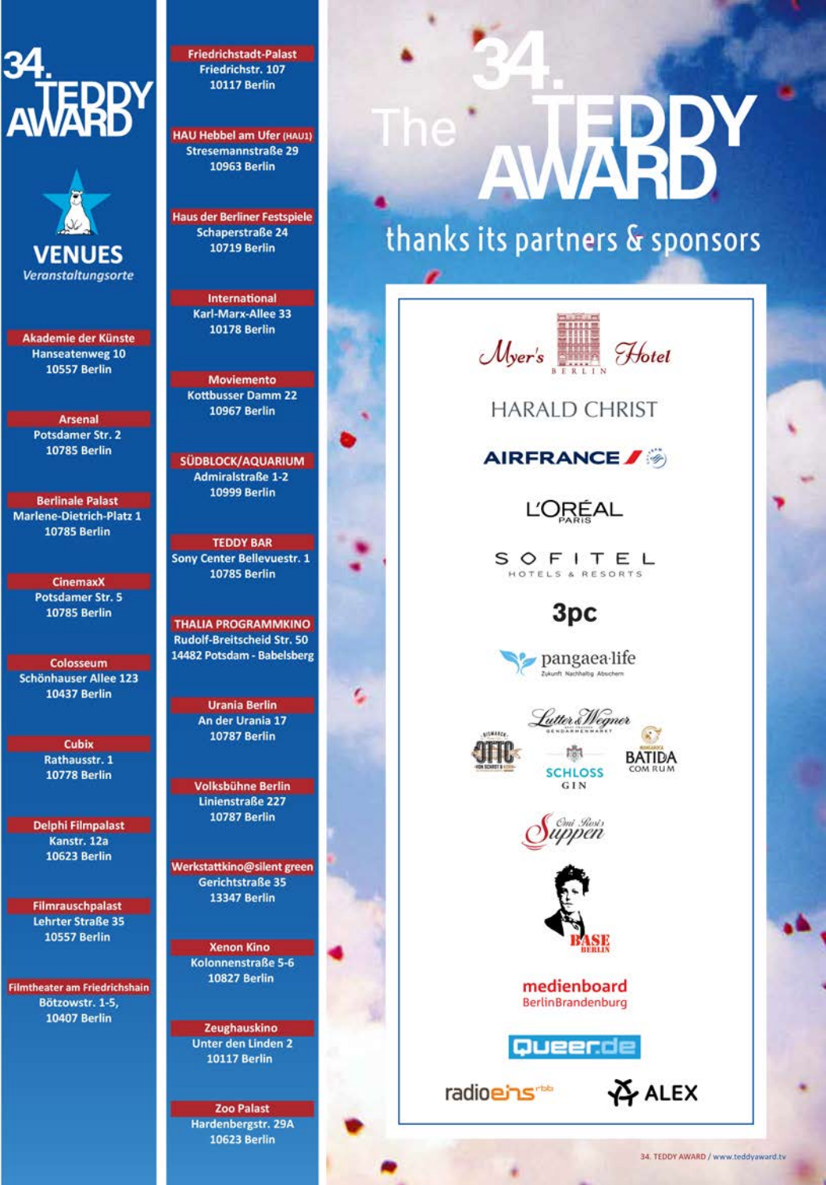# 34. TEDDY AWARD

## VENUES
*Veranstaltungsorte*

**Akademie der Künste**
Hanseatenweg 10
10557 Berlin

**Arsenal**
Potsdamer Str. 2
10785 Berlin

**Berlinale Palast**
Marlene-Dietrich-Platz 1
10785 Berlin

**CinemaxX**
Potsdamer Str. 5
10785 Berlin

**Colosseum**
Schönhauser Allee 123
10437 Berlin

**Cubix**
Rathausstr. 1
10778 Berlin

**Delphi Filmpalast**
Kanstr. 12a
10623 Berlin

**Filmrauschpalast**
Lehrter Straße 35
10557 Berlin

**Filmtheater am Friedrichshain**
Bötzowstr. 1-5,
10407 Berlin

**Friedrichstadt-Palast**
Friedrichstr. 107
10117 Berlin

**HAU Hebbel am Ufer (HAU1)**
Stresemannstraße 29
10963 Berlin

**Haus der Berliner Festspiele**
Schaperstraße 24
10719 Berlin

**International**
Karl-Marx-Allee 33
10178 Berlin

**Moviemento**
Kottbusser Damm 22
10967 Berlin

**SÜDBLOCK/AQUARIUM**
Admiralstraße 1-2
10999 Berlin

**TEDDY BAR**
Sony Center Bellevuestr. 1
10785 Berlin

**THALIA PROGRAMMKINO**
Rudolf-Breitscheid Str. 50
14482 Potsdam - Babelsberg

**Urania Berlin**
An der Urania 17
10787 Berlin

**Volksbühne Berlin**
Linienstraße 227
10787 Berlin

**Werkstattkino@silent green**
Gerichtstraße 35
13347 Berlin

**Xenon Kino**
Kolonnenstraße 5-6
10827 Berlin

**Zeughauskino**
Unter den Linden 2
10117 Berlin

**Zoo Palast**
Hardenbergstr. 29A
10623 Berlin

# The 34. TEDDY AWARD

## thanks its partners & sponsors

Myer's Hotel Berlin
HARALD CHRIST
AIRFRANCE
L'ORÉAL PARIS
SOFITEL HOTELS & RESORTS
3pc
pangaea·life – Zukunft Nachhaltig Absichern
Lutter & Wegner
OTTC
SCHLOSS GIN
BATIDA COM RUM
Omi Rosi's Suppen
BASE BERLIN
medienboard BerlinBrandenburg
Queer.de
radioeins rbb
ALEX

34. TEDDY AWARD / www.teddyaward.tv